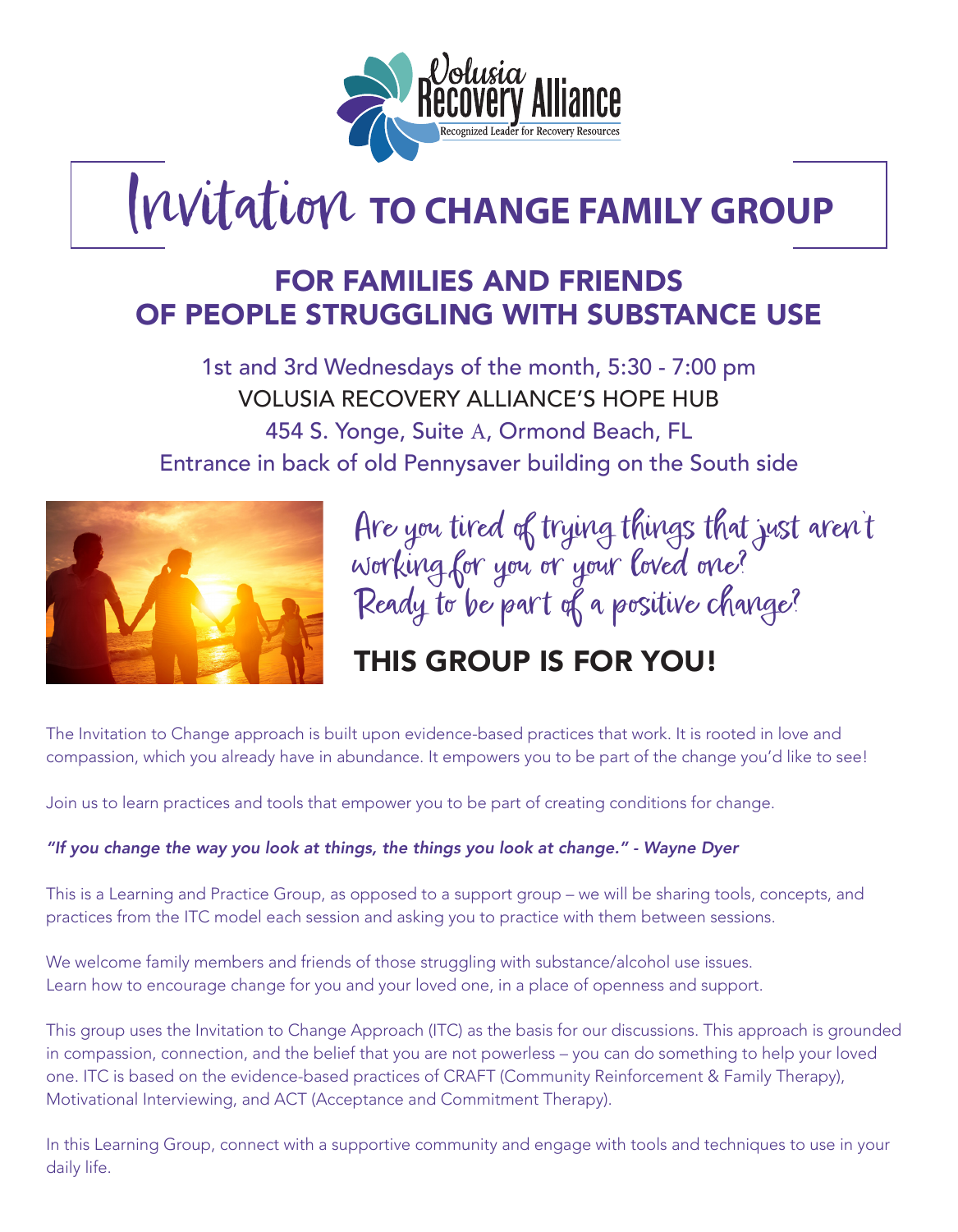Volusia Recovery Alliance
Recognized Leader for Recovery Resources

# Invitation TO CHANGE FAMILY GROUP

## FOR FAMILIES AND FRIENDS OF PEOPLE STRUGGLING WITH SUBSTANCE USE

1st and 3rd Wednesdays of the month, 5:30 - 7:00 pm
VOLUSIA RECOVERY ALLIANCE'S HOPE HUB
454 S. Yonge, Suite A, Ormond Beach, FL
Entrance in back of old Pennysaver building on the South side

Are you tired of trying things that just aren't working for you or your loved one?
Ready to be part of a positive change?

## THIS GROUP IS FOR YOU!

The Invitation to Change approach is built upon evidence-based practices that work. It is rooted in love and compassion, which you already have in abundance. It empowers you to be part of the change you'd like to see!

Join us to learn practices and tools that empower you to be part of creating conditions for change.

*"If you change the way you look at things, the things you look at change." - Wayne Dyer*

This is a Learning and Practice Group, as opposed to a support group – we will be sharing tools, concepts, and practices from the ITC model each session and asking you to practice with them between sessions.

We welcome family members and friends of those struggling with substance/alcohol use issues.
Learn how to encourage change for you and your loved one, in a place of openness and support.

This group uses the Invitation to Change Approach (ITC) as the basis for our discussions. This approach is grounded in compassion, connection, and the belief that you are not powerless – you can do something to help your loved one. ITC is based on the evidence-based practices of CRAFT (Community Reinforcement & Family Therapy), Motivational Interviewing, and ACT (Acceptance and Commitment Therapy).

In this Learning Group, connect with a supportive community and engage with tools and techniques to use in your daily life.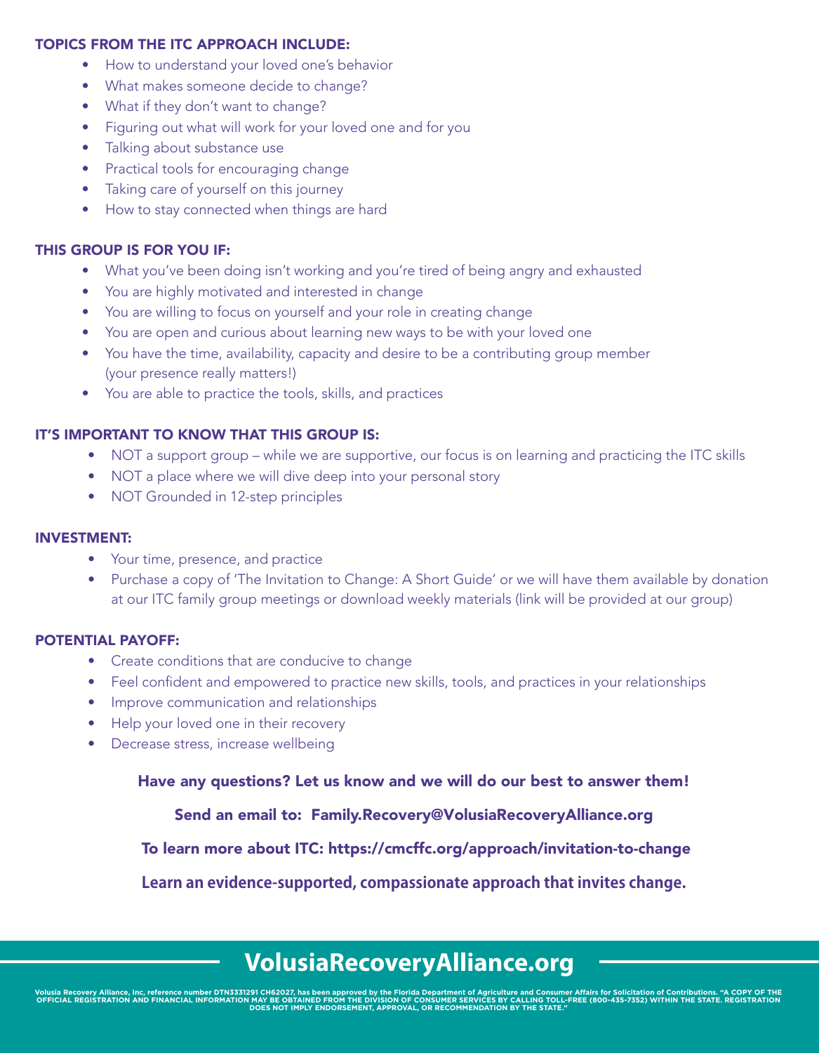## TOPICS FROM THE ITC APPROACH INCLUDE:

- How to understand your loved one's behavior
- What makes someone decide to change?
- What if they don't want to change?
- Figuring out what will work for your loved one and for you
- Talking about substance use
- Practical tools for encouraging change
- Taking care of yourself on this journey
- How to stay connected when things are hard

## THIS GROUP IS FOR YOU IF:

- What you've been doing isn't working and you're tired of being angry and exhausted
- You are highly motivated and interested in change
- You are willing to focus on yourself and your role in creating change
- You are open and curious about learning new ways to be with your loved one
- You have the time, availability, capacity and desire to be a contributing group member (your presence really matters!)
- You are able to practice the tools, skills, and practices

## IT'S IMPORTANT TO KNOW THAT THIS GROUP IS:

- NOT a support group – while we are supportive, our focus is on learning and practicing the ITC skills
- NOT a place where we will dive deep into your personal story
- NOT Grounded in 12-step principles

## INVESTMENT:

- Your time, presence, and practice
- Purchase a copy of 'The Invitation to Change: A Short Guide' or we will have them available by donation at our ITC family group meetings or download weekly materials (link will be provided at our group)

## POTENTIAL PAYOFF:

- Create conditions that are conducive to change
- Feel confident and empowered to practice new skills, tools, and practices in your relationships
- Improve communication and relationships
- Help your loved one in their recovery
- Decrease stress, increase wellbeing

**Have any questions? Let us know and we will do our best to answer them!**

**Send an email to: Family.Recovery@VolusiaRecoveryAlliance.org**

**To learn more about ITC: https://cmcffc.org/approach/invitation-to-change**

**Learn an evidence-supported, compassionate approach that invites change.**

# VolusiaRecoveryAlliance.org

Volusia Recovery Alliance, Inc, reference number DTN3331291 CH62027, has been approved by the Florida Department of Agriculture and Consumer Affairs for Solicitation of Contributions. "A COPY OF THE OFFICIAL REGISTRATION AND FINANCIAL INFORMATION MAY BE OBTAINED FROM THE DIVISION OF CONSUMER SERVICES BY CALLING TOLL-FREE (800-435-7352) WITHIN THE STATE. REGISTRATION DOES NOT IMPLY ENDORSEMENT, APPROVAL, OR RECOMMENDATION BY THE STATE."